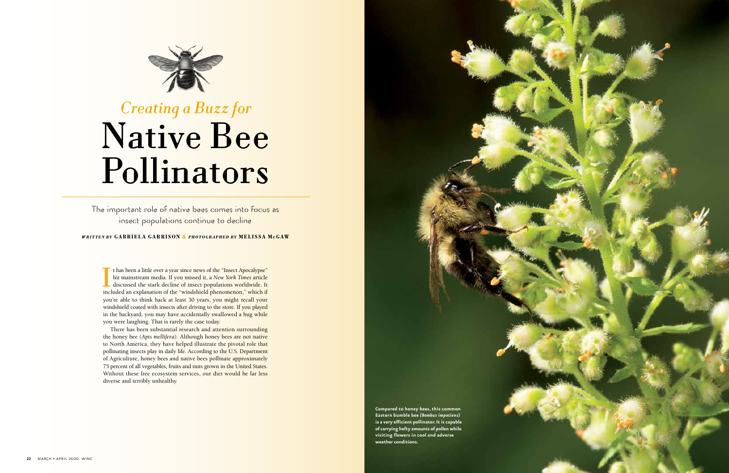# *Creating a Buzz for* Native Bee Pollinators

The important role of native bees comes into focus as insect populations continue to decline

*WRITTEN BY* **GABRIELA GARRISON** & *PHOTOGRAPHED BY* **MELISSA McGAW**

It has been a little over a year since news of the "Insect Apocalypse" hit mainstream media. If you missed it, a *New York Times* article discussed the stark decline of insect populations worldwide. It included an explanation of the "windshield phenomenon," which if you're able to think back at least 30 years, you might recall your windshield coated with insects after driving to the store. If you played in the backyard, you may have accidentally swallowed a bug while you were laughing. That is rarely the case today.

There has been substantial research and attention surrounding the honey bee (*Apis mellifera*). Although honey bees are not native to North America, they have helped illustrate the pivotal role that pollinating insects play in daily life. According to the U.S. Department of Agriculture, honey bees and native bees pollinate approximately 75 percent of all vegetables, fruits and nuts grown in the United States. Without these free ecosystem services, our diet would be far less diverse and terribly unhealthy.

**Compared to honey bees, this common Eastern bumble bee (*Bombus impatiens*) is a very efficient pollinator. It is capable of carrying hefty amounts of pollen while visiting flowers in cool and adverse weather conditions.**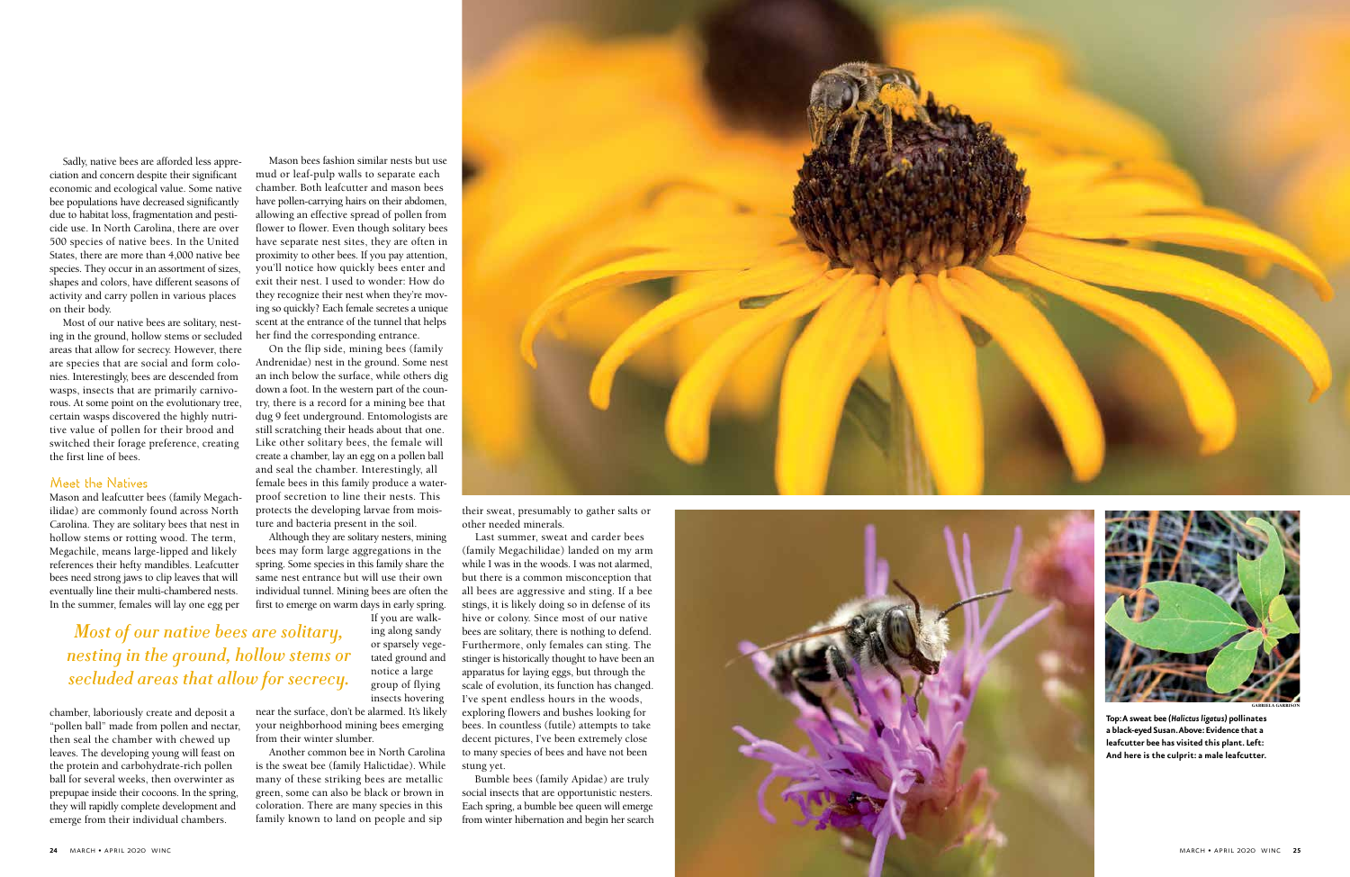Sadly, native bees are afforded less appreciation and concern despite their significant economic and ecological value. Some native bee populations have decreased significantly due to habitat loss, fragmentation and pesticide use. In North Carolina, there are over 500 species of native bees. In the United States, there are more than 4,000 native bee species. They occur in an assortment of sizes, shapes and colors, have different seasons of activity and carry pollen in various places on their body.

Most of our native bees are solitary, nesting in the ground, hollow stems or secluded areas that allow for secrecy. However, there are species that are social and form colonies. Interestingly, bees are descended from wasps, insects that are primarily carnivorous. At some point on the evolutionary tree, certain wasps discovered the highly nutritive value of pollen for their brood and switched their forage preference, creating the first line of bees.

## Meet the Natives

Mason and leafcutter bees (family Megachilidae) are commonly found across North Carolina. They are solitary bees that nest in hollow stems or rotting wood. The term, Megachile, means large-lipped and likely references their hefty mandibles. Leafcutter bees need strong jaws to clip leaves that will eventually line their multi-chambered nests. In the summer, females will lay one egg per chamber, laboriously create and deposit a "pollen ball" made from pollen and nectar, then seal the chamber with chewed up leaves. The developing young will feast on the protein and carbohydrate-rich pollen ball for several weeks, then overwinter as prepupae inside their cocoons. In the spring, they will rapidly complete development and emerge from their individual chambers.

*Most of our native bees are solitary, nesting in the ground, hollow stems or secluded areas that allow for secrecy.*

Mason bees fashion similar nests but use mud or leaf-pulp walls to separate each chamber. Both leafcutter and mason bees have pollen-carrying hairs on their abdomen, allowing an effective spread of pollen from flower to flower. Even though solitary bees have separate nest sites, they are often in proximity to other bees. If you pay attention, you'll notice how quickly bees enter and exit their nest. I used to wonder: How do they recognize their nest when they're moving so quickly? Each female secretes a unique scent at the entrance of the tunnel that helps her find the corresponding entrance.

On the flip side, mining bees (family Andrenidae) nest in the ground. Some nest an inch below the surface, while others dig down a foot. In the western part of the country, there is a record for a mining bee that dug 9 feet underground. Entomologists are still scratching their heads about that one. Like other solitary bees, the female will create a chamber, lay an egg on a pollen ball and seal the chamber. Interestingly, all female bees in this family produce a waterproof secretion to line their nests. This protects the developing larvae from moisture and bacteria present in the soil.

Although they are solitary nesters, mining bees may form large aggregations in the spring. Some species in this family share the same nest entrance but will use their own individual tunnel. Mining bees are often the first to emerge on warm days in early spring. If you are walking along sandy or sparsely vegetated ground and notice a large group of flying insects hovering near the surface, don't be alarmed. It's likely your neighborhood mining bees emerging from their winter slumber.

Another common bee in North Carolina is the sweat bee (family Halictidae). While many of these striking bees are metallic green, some can also be black or brown in coloration. There are many species in this family known to land on people and sip their sweat, presumably to gather salts or other needed minerals.

Last summer, sweat and carder bees (family Megachilidae) landed on my arm while I was in the woods. I was not alarmed, but there is a common misconception that all bees are aggressive and sting. If a bee stings, it is likely doing so in defense of its hive or colony. Since most of our native bees are solitary, there is nothing to defend. Furthermore, only females can sting. The stinger is historically thought to have been an apparatus for laying eggs, but through the scale of evolution, its function has changed. I've spent endless hours in the woods, exploring flowers and bushes looking for bees. In countless (futile) attempts to take decent pictures, I've been extremely close to many species of bees and have not been stung yet.

Bumble bees (family Apidae) are truly social insects that are opportunistic nesters. Each spring, a bumble bee queen will emerge from winter hibernation and begin her search

GABRIELA GARRISON

**Top: A sweat bee (*Halictus ligatus*) pollinates a black-eyed Susan. Above: Evidence that a leafcutter bee has visited this plant. Left: And here is the culprit: a male leafcutter.**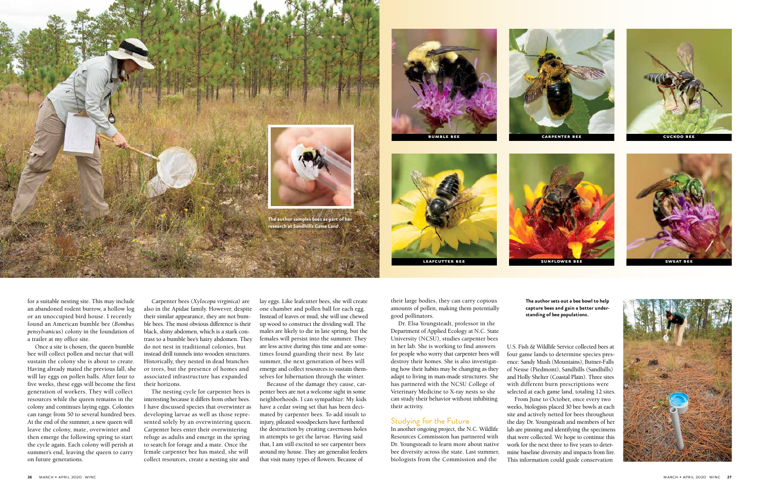The author samples bees as part of her research at Sandhills Game Land.

BUMBLE BEE

CARPENTER BEE

CUCKOO BEE

LEAFCUTTER BEE

SUNFLOWER BEE

SWEAT BEE

for a suitable nesting site. This may include an abandoned rodent burrow, a hollow log or an unoccupied bird house. I recently found an American bumble bee (*Bombus pensylvanicus*) colony in the foundation of a trailer at my office site.

Once a site is chosen, the queen bumble bee will collect pollen and nectar that will sustain the colony she is about to create. Having already mated the previous fall, she will lay eggs on pollen balls. After four to five weeks, these eggs will become the first generation of workers. They will collect resources while the queen remains in the colony and continues laying eggs. Colonies can range from 50 to several hundred bees. At the end of the summer, a new queen will leave the colony, mate, overwinter and then emerge the following spring to start the cycle again. Each colony will perish at summer's end, leaving the queen to carry on future generations.

Carpenter bees (*Xylocopa virginica*) are also in the Apidae family. However, despite their similar appearance, they are not bumble bees. The most obvious difference is their black, shiny abdomen, which is a stark contrast to a bumble bee's hairy abdomen. They do not nest in traditional colonies, but instead drill tunnels into wooden structures. Historically, they nested in dead branches or trees, but the presence of homes and associated infrastructure has expanded their horizons.

The nesting cycle for carpenter bees is interesting because it differs from other bees. I have discussed species that overwinter as developing larvae as well as those represented solely by an overwintering queen. Carpenter bees enter their overwintering refuge as adults and emerge in the spring to search for forage and a mate. Once the female carpenter bee has mated, she will collect resources, create a nesting site and lay eggs. Like leafcutter bees, she will create one chamber and pollen ball for each egg. Instead of leaves or mud, she will use chewed up wood to construct the dividing wall. The males are likely to die in late spring, but the females will persist into the summer. They are less active during this time and are sometimes found guarding their nest. By late summer, the next generation of bees will emerge and collect resources to sustain themselves for hibernation through the winter.

Because of the damage they cause, carpenter bees are not a welcome sight in some neighborhoods. I can sympathize: My kids have a cedar swing set that has been decimated by carpenter bees. To add insult to injury, pileated woodpeckers have furthered the destruction by creating cavernous holes in attempts to get the larvae. Having said that, I am still excited to see carpenter bees around my house. They are generalist feeders that visit many types of flowers. Because of their large bodies, they can carry copious amounts of pollen, making them potentially good pollinators.

Dr. Elsa Youngsteadt, professor in the Department of Applied Ecology at N.C. State University (NCSU), studies carpenter bees in her lab. She is working to find answers for people who worry that carpenter bees will destroy their homes. She is also investigating how their habits may be changing as they adapt to living in man-made structures. She has partnered with the NCSU College of Veterinary Medicine to X-ray nests so she can study their behavior without inhibiting their activity.

## Studying for the Future

In another ongoing project, the N.C. Wildlife Resources Commission has partnered with Dr. Youngsteadt to learn more about native bee diversity across the state. Last summer, biologists from the Commission and the U.S. Fish & Wildlife Service collected bees at four game lands to determine species presence: Sandy Mush (Mountains), Butner-Falls of Neuse (Piedmont), Sandhills (Sandhills) and Holly Shelter (Coastal Plain). Three sites with different burn prescriptions were selected at each game land, totaling 12 sites.

From June to October, once every two weeks, biologists placed 30 bee bowls at each site and actively netted for bees throughout the day. Dr. Youngsteadt and members of her lab are pinning and identifying the specimens that were collected. We hope to continue this work for the next three to five years to determine baseline diversity and impacts from fire. This information could guide conservation

**The author sets out a bee bowl to help capture bees and gain a better understanding of bee populations.**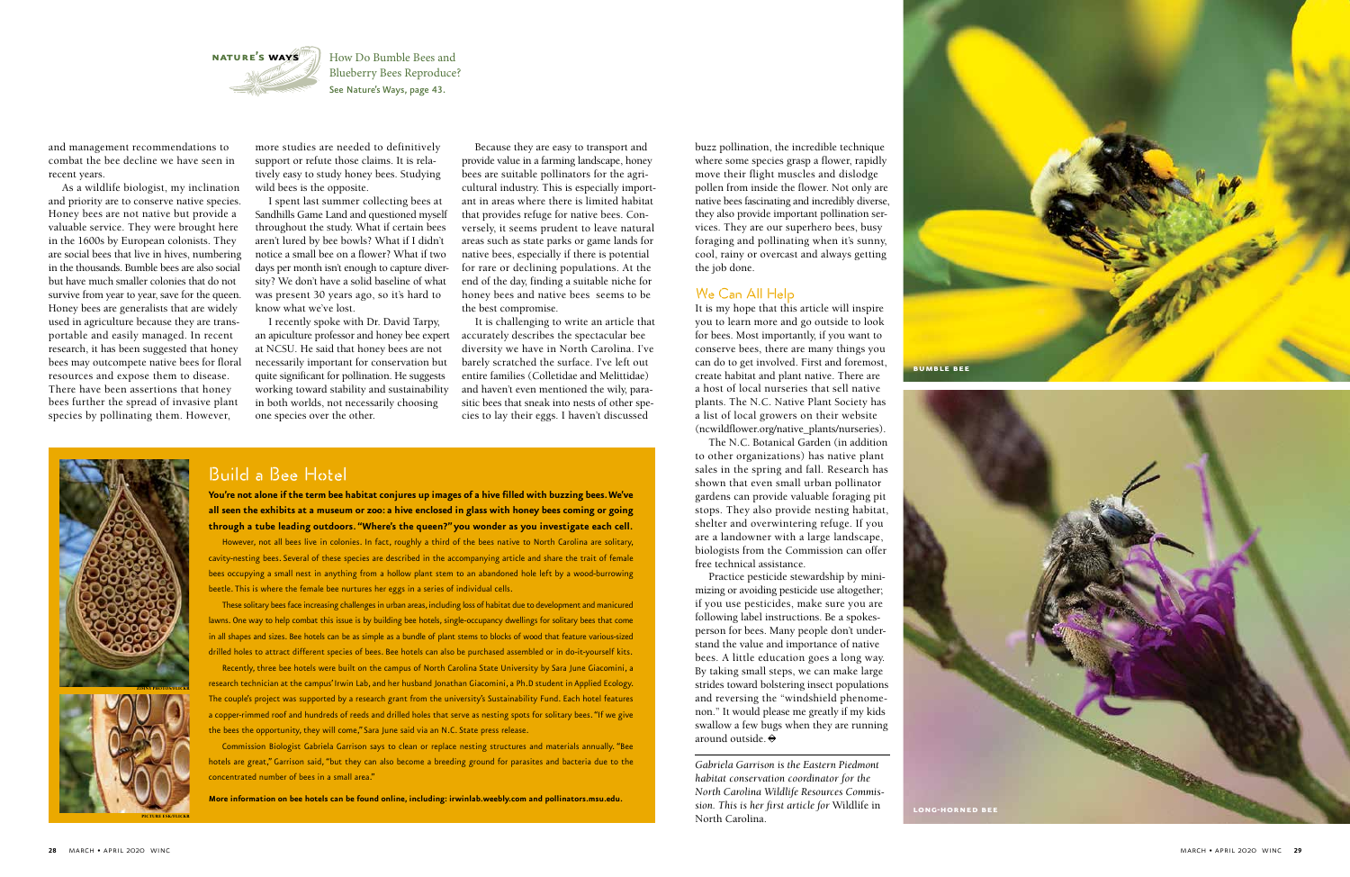**NATURE'S WAYS** How Do Bumble Bees and Blueberry Bees Reproduce? See Nature's Ways, page 43.

and management recommendations to combat the bee decline we have seen in recent years.

As a wildlife biologist, my inclination and priority are to conserve native species. Honey bees are not native but provide a valuable service. They were brought here in the 1600s by European colonists. They are social bees that live in hives, numbering in the thousands. Bumble bees are also social but have much smaller colonies that do not survive from year to year, save for the queen. Honey bees are generalists that are widely used in agriculture because they are transportable and easily managed. In recent research, it has been suggested that honey bees may outcompete native bees for floral resources and expose them to disease. There have been assertions that honey bees further the spread of invasive plant species by pollinating them. However, more studies are needed to definitively support or refute those claims. It is relatively easy to study honey bees. Studying wild bees is the opposite.

I spent last summer collecting bees at Sandhills Game Land and questioned myself throughout the study. What if certain bees aren't lured by bee bowls? What if I didn't notice a small bee on a flower? What if two days per month isn't enough to capture diversity? We don't have a solid baseline of what was present 30 years ago, so it's hard to know what we've lost.

I recently spoke with Dr. David Tarpy, an apiculture professor and honey bee expert at NCSU. He said that honey bees are not necessarily important for conservation but quite significant for pollination. He suggests working toward stability and sustainability in both worlds, not necessarily choosing one species over the other.

Because they are easy to transport and provide value in a farming landscape, honey bees are suitable pollinators for the agricultural industry. This is especially important in areas where there is limited habitat that provides refuge for native bees. Conversely, it seems prudent to leave natural areas such as state parks or game lands for native bees, especially if there is potential for rare or declining populations. At the end of the day, finding a suitable niche for honey bees and native bees seems to be the best compromise.

It is challenging to write an article that accurately describes the spectacular bee diversity we have in North Carolina. I've barely scratched the surface. I've left out entire families (Colletidae and Melittidae) and haven't even mentioned the wily, parasitic bees that sneak into nests of other species to lay their eggs. I haven't discussed buzz pollination, the incredible technique where some species grasp a flower, rapidly move their flight muscles and dislodge pollen from inside the flower. Not only are native bees fascinating and incredibly diverse, they also provide important pollination services. They are our superhero bees, busy foraging and pollinating when it's sunny, cool, rainy or overcast and always getting the job done.

## We Can All Help

It is my hope that this article will inspire you to learn more and go outside to look for bees. Most importantly, if you want to conserve bees, there are many things you can do to get involved. First and foremost, create habitat and plant native. There are a host of local nurseries that sell native plants. The N.C. Native Plant Society has a list of local growers on their website (ncwildflower.org/native_plants/nurseries).

The N.C. Botanical Garden (in addition to other organizations) has native plant sales in the spring and fall. Research has shown that even small urban pollinator gardens can provide valuable foraging pit stops. They also provide nesting habitat, shelter and overwintering refuge. If you are a landowner with a large landscape, biologists from the Commission can offer free technical assistance.

Practice pesticide stewardship by minimizing or avoiding pesticide use altogether; if you use pesticides, make sure you are following label instructions. Be a spokesperson for bees. Many people don't understand the value and importance of native bees. A little education goes a long way. By taking small steps, we can make large strides toward bolstering insect populations and reversing the "windshield phenomenon." It would please me greatly if my kids swallow a few bugs when they are running around outside.

*Gabriela Garrison is the Eastern Piedmont habitat conservation coordinator for the North Carolina Wildlife Resources Commission. This is her first article for* Wildlife in North Carolina.

## Build a Bee Hotel

**You're not alone if the term bee habitat conjures up images of a hive filled with buzzing bees. We've all seen the exhibits at a museum or zoo: a hive enclosed in glass with honey bees coming or going through a tube leading outdoors. "Where's the queen?" you wonder as you investigate each cell.**

However, not all bees live in colonies. In fact, roughly a third of the bees native to North Carolina are solitary, cavity-nesting bees. Several of these species are described in the accompanying article and share the trait of female bees occupying a small nest in anything from a hollow plant stem to an abandoned hole left by a wood-burrowing beetle. This is where the female bee nurtures her eggs in a series of individual cells.

These solitary bees face increasing challenges in urban areas, including loss of habitat due to development and manicured lawns. One way to help combat this issue is by building bee hotels, single-occupancy dwellings for solitary bees that come in all shapes and sizes. Bee hotels can be as simple as a bundle of plant stems to blocks of wood that feature various-sized drilled holes to attract different species of bees. Bee hotels can also be purchased assembled or in do-it-yourself kits.

Recently, three bee hotels were built on the campus of North Carolina State University by Sara June Giacomini, a research technician at the campus' Irwin Lab, and her husband Jonathan Giacomini, a Ph.D student in Applied Ecology. The couple's project was supported by a research grant from the university's Sustainability Fund. Each hotel features a copper-rimmed roof and hundreds of reeds and drilled holes that serve as nesting spots for solitary bees. "If we give the bees the opportunity, they will come," Sara June said via an N.C. State press release.

Commission Biologist Gabriela Garrison says to clean or replace nesting structures and materials annually. "Bee hotels are great," Garrison said, "but they can also become a breeding ground for parasites and bacteria due to the concentrated number of bees in a small area."

**More information on bee hotels can be found online, including: irwinlab.weebly.com and pollinators.msu.edu.**

BUMBLE BEE

LONG-HORNED BEE